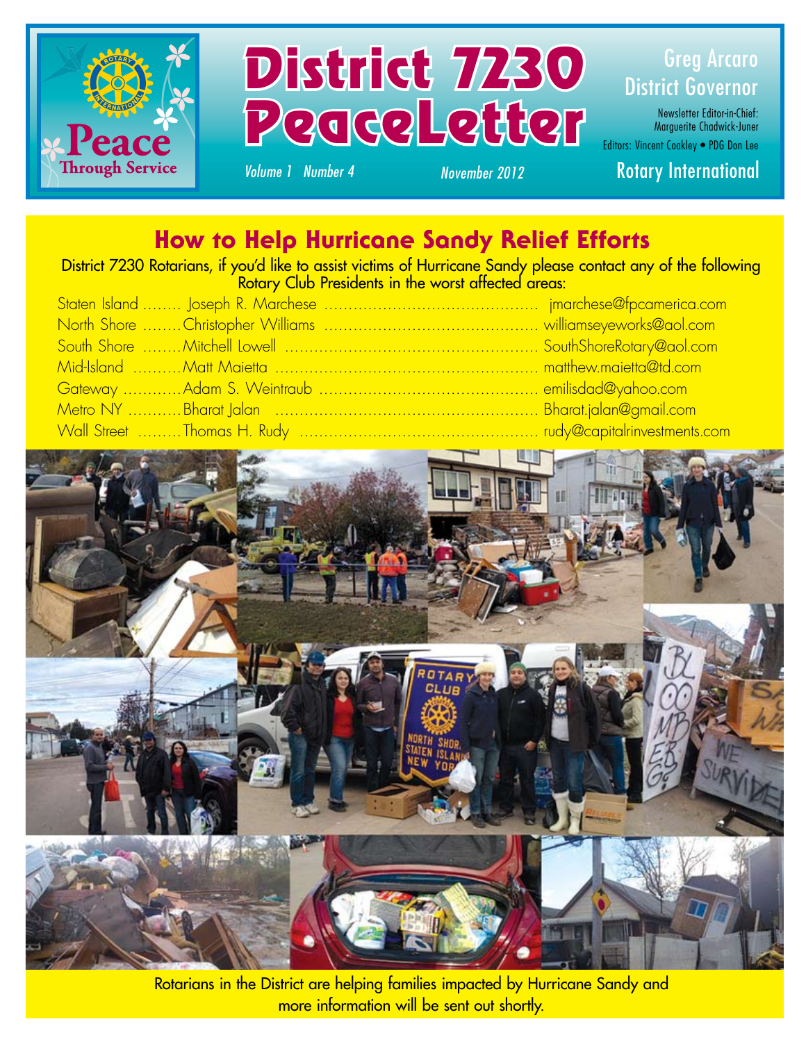# District 7230 PeaceLetter

Peace Through Service

*Volume 1 Number 4* — *November 2012*

Greg Arcaro
District Governor

Newsletter Editor-in-Chief: Marguerite Chadwick-Juner

Editors: Vincent Coakley • PDG Don Lee

Rotary International

## How to Help Hurricane Sandy Relief Efforts

District 7230 Rotarians, if you'd like to assist victims of Hurricane Sandy please contact any of the following Rotary Club Presidents in the worst affected areas:

| Club | President | Email |
|---|---|---|
| Staten Island | Joseph R. Marchese | jmarchese@fpcamerica.com |
| North Shore | Christopher Williams | williamseyeworks@aol.com |
| South Shore | Mitchell Lowell | SouthShoreRotary@aol.com |
| Mid-Island | Matt Maietta | matthew.maietta@td.com |
| Gateway | Adam S. Weintraub | emilisdad@yahoo.com |
| Metro NY | Bharat Jalan | Bharat.jalan@gmail.com |
| Wall Street | Thomas H. Rudy | rudy@capitalrinvestments.com |

Rotarians in the District are helping families impacted by Hurricane Sandy and more information will be sent out shortly.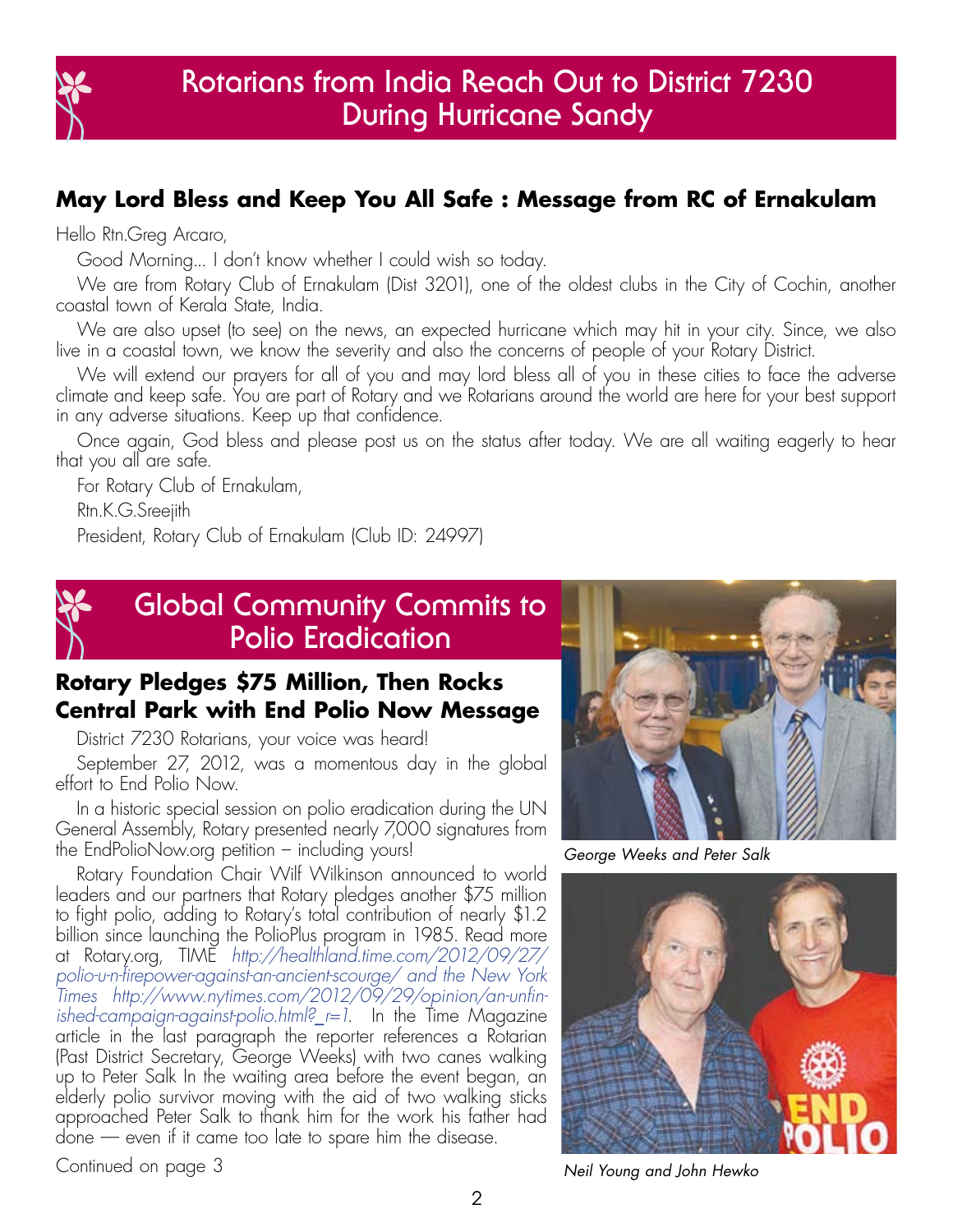# Rotarians from India Reach Out to District 7230 During Hurricane Sandy

## May Lord Bless and Keep You All Safe : Message from RC of Ernakulam

Hello Rtn.Greg Arcaro,

Good Morning... I don't know whether I could wish so today.

We are from Rotary Club of Ernakulam (Dist 3201), one of the oldest clubs in the City of Cochin, another coastal town of Kerala State, India.

We are also upset (to see) on the news, an expected hurricane which may hit in your city. Since, we also live in a coastal town, we know the severity and also the concerns of people of your Rotary District.

We will extend our prayers for all of you and may lord bless all of you in these cities to face the adverse climate and keep safe. You are part of Rotary and we Rotarians around the world are here for your best support in any adverse situations. Keep up that confidence.

Once again, God bless and please post us on the status after today. We are all waiting eagerly to hear that you all are safe.

For Rotary Club of Ernakulam,

Rtn.K.G.Sreejith

President, Rotary Club of Ernakulam (Club ID: 24997)

# Global Community Commits to Polio Eradication

## Rotary Pledges $75 Million, Then Rocks Central Park with End Polio Now Message

District 7230 Rotarians, your voice was heard!

September 27, 2012, was a momentous day in the global effort to End Polio Now.

In a historic special session on polio eradication during the UN General Assembly, Rotary presented nearly 7,000 signatures from the EndPolioNow.org petition – including yours!

Rotary Foundation Chair Wilf Wilkinson announced to world leaders and our partners that Rotary pledges another $75 million to fight polio, adding to Rotary's total contribution of nearly $1.2 billion since launching the PolioPlus program in 1985. Read more at Rotary.org, TIME *http://healthland.time.com/2012/09/27/polio-u-n-firepower-against-an-ancient-scourge/ and the New York Times http://www.nytimes.com/2012/09/29/opinion/an-unfinished-campaign-against-polio.html?_r=1.* In the Time Magazine article in the last paragraph the reporter references a Rotarian (Past District Secretary, George Weeks) with two canes walking up to Peter Salk In the waiting area before the event began, an elderly polio survivor moving with the aid of two walking sticks approached Peter Salk to thank him for the work his father had done — even if it came too late to spare him the disease.

Continued on page 3

*George Weeks and Peter Salk*

*Neil Young and John Hewko*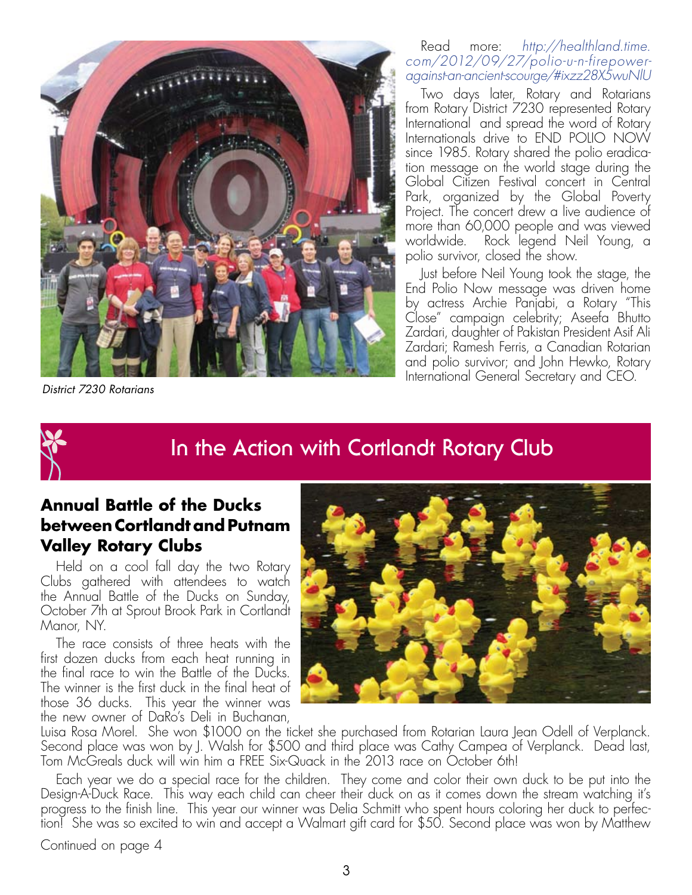District 7230 Rotarians

Read more: *http://healthland.time.com/2012/09/27/polio-u-n-firepower-against-an-ancient-scourge/#ixzz28X5wuNlU*

Two days later, Rotary and Rotarians from Rotary District 7230 represented Rotary International and spread the word of Rotary Internationals drive to END POLIO NOW since 1985. Rotary shared the polio eradication message on the world stage during the Global Citizen Festival concert in Central Park, organized by the Global Poverty Project. The concert drew a live audience of more than 60,000 people and was viewed worldwide. Rock legend Neil Young, a polio survivor, closed the show.

Just before Neil Young took the stage, the End Polio Now message was driven home by actress Archie Panjabi, a Rotary "This Close" campaign celebrity; Aseefa Bhutto Zardari, daughter of Pakistan President Asif Ali Zardari; Ramesh Ferris, a Canadian Rotarian and polio survivor; and John Hewko, Rotary International General Secretary and CEO.

## In the Action with Cortlandt Rotary Club

### Annual Battle of the Ducks between Cortlandt and Putnam Valley Rotary Clubs

Held on a cool fall day the two Rotary Clubs gathered with attendees to watch the Annual Battle of the Ducks on Sunday, October 7th at Sprout Brook Park in Cortlandt Manor, NY.

The race consists of three heats with the first dozen ducks from each heat running in the final race to win the Battle of the Ducks. The winner is the first duck in the final heat of those 36 ducks. This year the winner was the new owner of DaRo's Deli in Buchanan, Luisa Rosa Morel. She won $1000 on the ticket she purchased from Rotarian Laura Jean Odell of Verplanck. Second place was won by J. Walsh for $500 and third place was Cathy Campea of Verplanck. Dead last, Tom McGreals duck will win him a FREE Six-Quack in the 2013 race on October 6th!

Each year we do a special race for the children. They come and color their own duck to be put into the Design-A-Duck Race. This way each child can cheer their duck on as it comes down the stream watching it's progress to the finish line. This year our winner was Delia Schmitt who spent hours coloring her duck to perfection! She was so excited to win and accept a Walmart gift card for $50. Second place was won by Matthew

Continued on page 4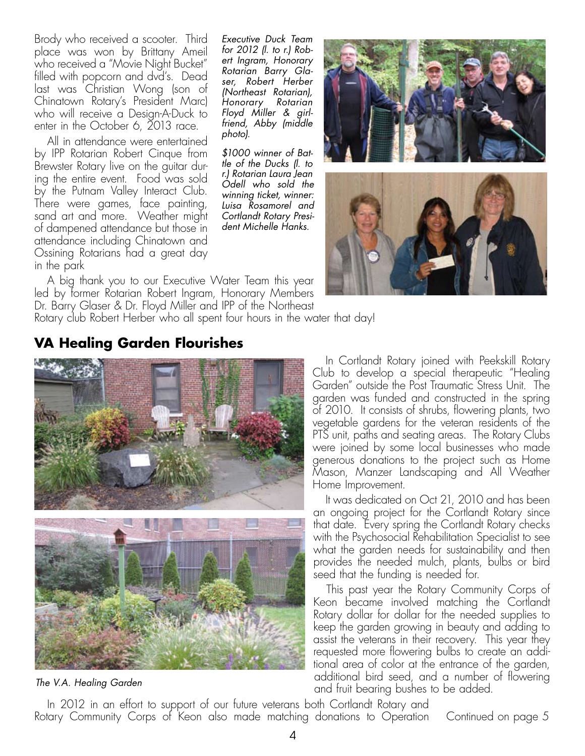Brody who received a scooter. Third place was won by Brittany Ameil who received a "Movie Night Bucket" filled with popcorn and dvd's. Dead last was Christian Wong (son of Chinatown Rotary's President Marc) who will receive a Design-A-Duck to enter in the October 6, 2013 race.

All in attendance were entertained by IPP Rotarian Robert Cinque from Brewster Rotary live on the guitar during the entire event. Food was sold by the Putnam Valley Interact Club. There were games, face painting, sand art and more. Weather might of dampened attendance but those in attendance including Chinatown and Ossining Rotarians had a great day in the park

*Executive Duck Team for 2012 (l. to r.) Robert Ingram, Honorary Rotarian Barry Glaser, Robert Herber (Northeast Rotarian), Honorary Rotarian Floyd Miller & girlfriend, Abby (middle photo).*

*$1000 winner of Battle of the Ducks (l. to r.) Rotarian Laura Jean Odell who sold the winning ticket, winner: Luisa Rosamorel and Cortlandt Rotary President Michelle Hanks.*

A big thank you to our Executive Water Team this year led by former Rotarian Robert Ingram, Honorary Members Dr. Barry Glaser & Dr. Floyd Miller and IPP of the Northeast Rotary club Robert Herber who all spent four hours in the water that day!

## VA Healing Garden Flourishes

*The V.A. Healing Garden*

In Cortlandt Rotary joined with Peekskill Rotary Club to develop a special therapeutic "Healing Garden" outside the Post Traumatic Stress Unit. The garden was funded and constructed in the spring of 2010. It consists of shrubs, flowering plants, two vegetable gardens for the veteran residents of the PTS unit, paths and seating areas. The Rotary Clubs were joined by some local businesses who made generous donations to the project such as Home Mason, Manzer Landscaping and All Weather Home Improvement.

It was dedicated on Oct 21, 2010 and has been an ongoing project for the Cortlandt Rotary since that date. Every spring the Cortlandt Rotary checks with the Psychosocial Rehabilitation Specialist to see what the garden needs for sustainability and then provides the needed mulch, plants, bulbs or bird seed that the funding is needed for.

This past year the Rotary Community Corps of Keon became involved matching the Cortlandt Rotary dollar for dollar for the needed supplies to keep the garden growing in beauty and adding to assist the veterans in their recovery. This year they requested more flowering bulbs to create an additional area of color at the entrance of the garden, additional bird seed, and a number of flowering and fruit bearing bushes to be added.

In 2012 in an effort to support of our future veterans both Cortlandt Rotary and Rotary Community Corps of Keon also made matching donations to Operation Continued on page 5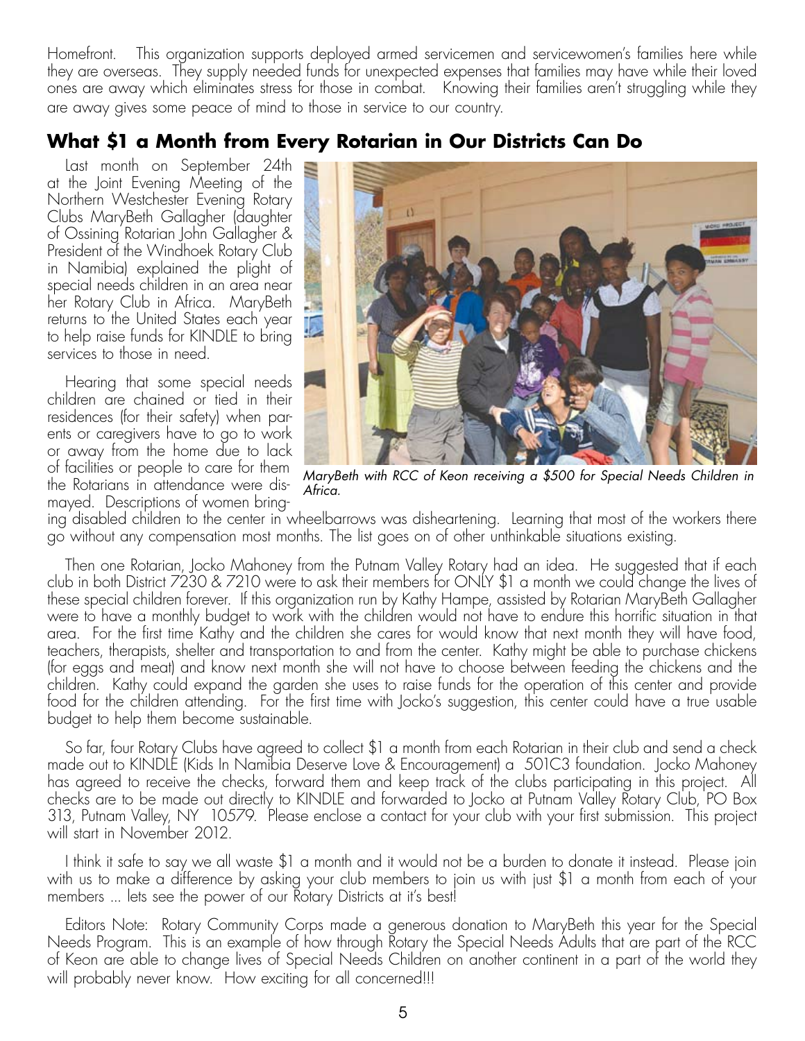Homefront. This organization supports deployed armed servicemen and servicewomen's families here while they are overseas. They supply needed funds for unexpected expenses that families may have while their loved ones are away which eliminates stress for those in combat. Knowing their families aren't struggling while they are away gives some peace of mind to those in service to our country.

## What $1 a Month from Every Rotarian in Our Districts Can Do

Last month on September 24th at the Joint Evening Meeting of the Northern Westchester Evening Rotary Clubs MaryBeth Gallagher (daughter of Ossining Rotarian John Gallagher & President of the Windhoek Rotary Club in Namibia) explained the plight of special needs children in an area near her Rotary Club in Africa. MaryBeth returns to the United States each year to help raise funds for KINDLE to bring services to those in need.

*MaryBeth with RCC of Keon receiving a $500 for Special Needs Children in Africa.*

Hearing that some special needs children are chained or tied in their residences (for their safety) when parents or caregivers have to go to work or away from the home due to lack of facilities or people to care for them the Rotarians in attendance were dismayed. Descriptions of women bringing disabled children to the center in wheelbarrows was disheartening. Learning that most of the workers there go without any compensation most months. The list goes on of other unthinkable situations existing.

Then one Rotarian, Jocko Mahoney from the Putnam Valley Rotary had an idea. He suggested that if each club in both District 7230 & 7210 were to ask their members for ONLY $1 a month we could change the lives of these special children forever. If this organization run by Kathy Hampe, assisted by Rotarian MaryBeth Gallagher were to have a monthly budget to work with the children would not have to endure this horrific situation in that area. For the first time Kathy and the children she cares for would know that next month they will have food, teachers, therapists, shelter and transportation to and from the center. Kathy might be able to purchase chickens (for eggs and meat) and know next month she will not have to choose between feeding the chickens and the children. Kathy could expand the garden she uses to raise funds for the operation of this center and provide food for the children attending. For the first time with Jocko's suggestion, this center could have a true usable budget to help them become sustainable.

So far, four Rotary Clubs have agreed to collect $1 a month from each Rotarian in their club and send a check made out to KINDLE (Kids In Namibia Deserve Love & Encouragement) a 501C3 foundation. Jocko Mahoney has agreed to receive the checks, forward them and keep track of the clubs participating in this project. All checks are to be made out directly to KINDLE and forwarded to Jocko at Putnam Valley Rotary Club, PO Box 313, Putnam Valley, NY 10579. Please enclose a contact for your club with your first submission. This project will start in November 2012.

I think it safe to say we all waste $1 a month and it would not be a burden to donate it instead. Please join with us to make a difference by asking your club members to join us with just $1 a month from each of your members ... lets see the power of our Rotary Districts at it's best!

Editors Note: Rotary Community Corps made a generous donation to MaryBeth this year for the Special Needs Program. This is an example of how through Rotary the Special Needs Adults that are part of the RCC of Keon are able to change lives of Special Needs Children on another continent in a part of the world they will probably never know. How exciting for all concerned!!!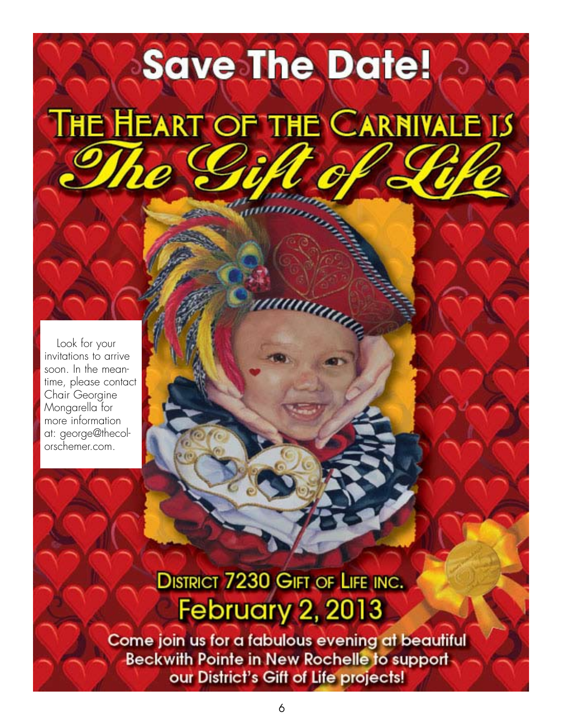# Save The Date!

## The Heart of the Carnivale is *The Gift of Life*

Look for your invitations to arrive soon. In the meantime, please contact Chair Georgine Mongarella for more information at: george@thecolorschemer.com.

## District 7230 Gift of Life Inc.

## February 2, 2013

**Come join us for a fabulous evening at beautiful Beckwith Pointe in New Rochelle to support our District's Gift of Life projects!**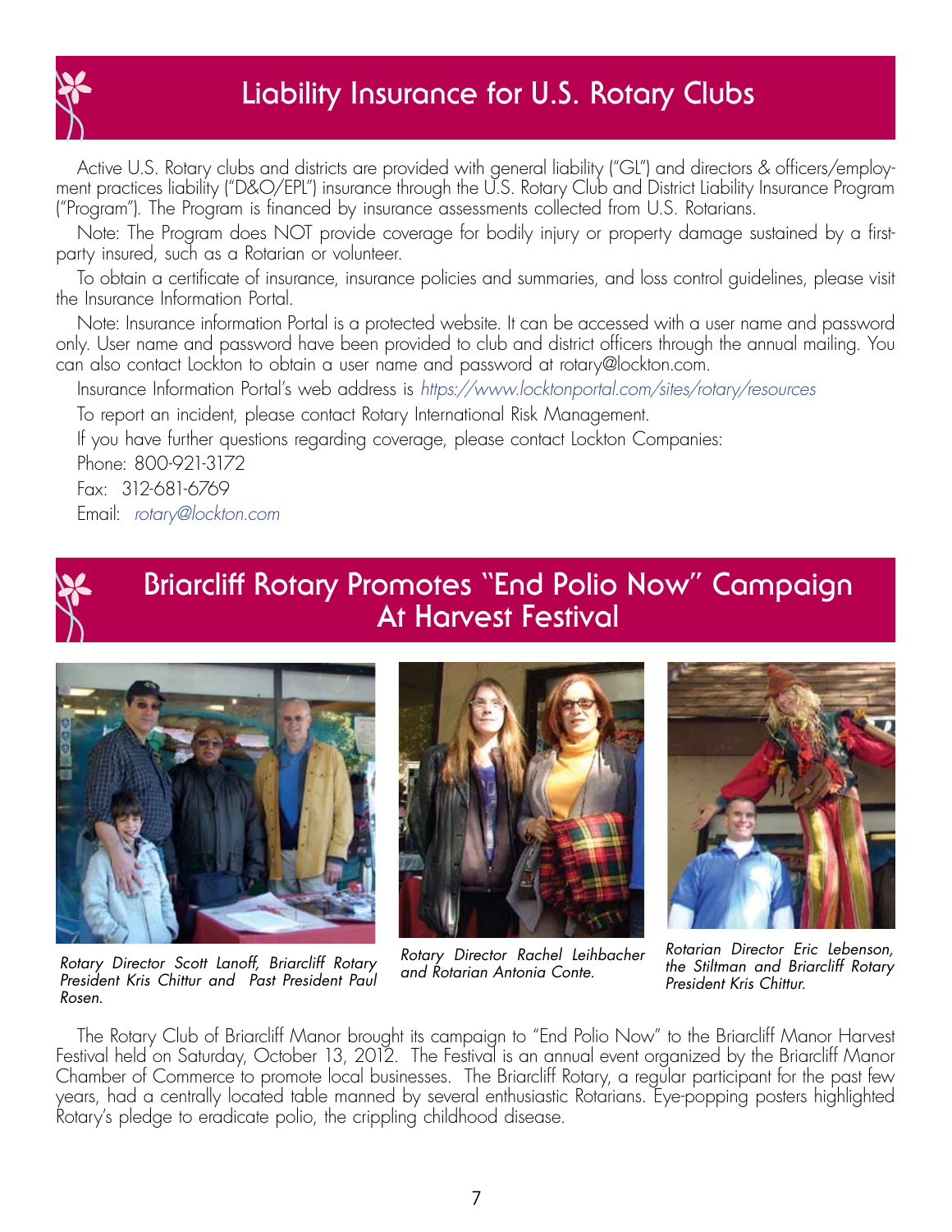# Liability Insurance for U.S. Rotary Clubs

Active U.S. Rotary clubs and districts are provided with general liability ("GL") and directors & officers/employment practices liability ("D&O/EPL") insurance through the U.S. Rotary Club and District Liability Insurance Program ("Program"). The Program is financed by insurance assessments collected from U.S. Rotarians.

Note: The Program does NOT provide coverage for bodily injury or property damage sustained by a first-party insured, such as a Rotarian or volunteer.

To obtain a certificate of insurance, insurance policies and summaries, and loss control guidelines, please visit the Insurance Information Portal.

Note: Insurance information Portal is a protected website. It can be accessed with a user name and password only. User name and password have been provided to club and district officers through the annual mailing. You can also contact Lockton to obtain a user name and password at rotary@lockton.com.

Insurance Information Portal's web address is *https://www.locktonportal.com/sites/rotary/resources*

To report an incident, please contact Rotary International Risk Management.

If you have further questions regarding coverage, please contact Lockton Companies:

Phone: 800-921-3172

Fax: 312-681-6769

Email: *rotary@lockton.com*

# Briarcliff Rotary Promotes "End Polio Now" Campaign At Harvest Festival

*Rotary Director Scott Lanoff, Briarcliff Rotary President Kris Chittur and Past President Paul Rosen.*

*Rotary Director Rachel Leihbacher and Rotarian Antonia Conte.*

*Rotarian Director Eric Lebenson, the Stiltman and Briarcliff Rotary President Kris Chittur.*

The Rotary Club of Briarcliff Manor brought its campaign to "End Polio Now" to the Briarcliff Manor Harvest Festival held on Saturday, October 13, 2012. The Festival is an annual event organized by the Briarcliff Manor Chamber of Commerce to promote local businesses. The Briarcliff Rotary, a regular participant for the past few years, had a centrally located table manned by several enthusiastic Rotarians. Eye-popping posters highlighted Rotary's pledge to eradicate polio, the crippling childhood disease.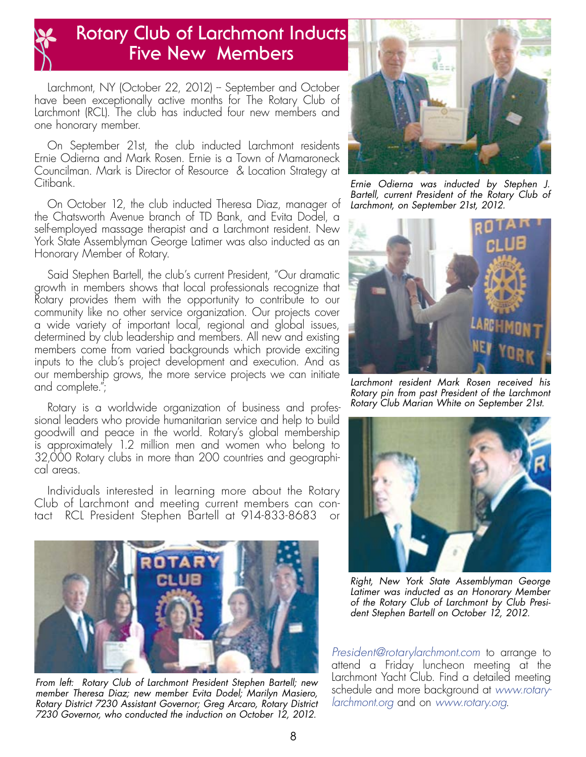# Rotary Club of Larchmont Inducts Five New Members

Larchmont, NY (October 22, 2012) – September and October have been exceptionally active months for The Rotary Club of Larchmont (RCL). The club has inducted four new members and one honorary member.

On September 21st, the club inducted Larchmont residents Ernie Odierna and Mark Rosen. Ernie is a Town of Mamaroneck Councilman. Mark is Director of Resource & Location Strategy at Citibank.

On October 12, the club inducted Theresa Diaz, manager of the Chatsworth Avenue branch of TD Bank, and Evita Dodel, a self-employed massage therapist and a Larchmont resident. New York State Assemblyman George Latimer was also inducted as an Honorary Member of Rotary.

Said Stephen Bartell, the club's current President, "Our dramatic growth in members shows that local professionals recognize that Rotary provides them with the opportunity to contribute to our community like no other service organization. Our projects cover a wide variety of important local, regional and global issues, determined by club leadership and members. All new and existing members come from varied backgrounds which provide exciting inputs to the club's project development and execution. And as our membership grows, the more service projects we can initiate and complete.";

Rotary is a worldwide organization of business and professional leaders who provide humanitarian service and help to build goodwill and peace in the world. Rotary's global membership is approximately 1.2 million men and women who belong to 32,000 Rotary clubs in more than 200 countries and geographical areas.

Individuals interested in learning more about the Rotary Club of Larchmont and meeting current members can contact RCL President Stephen Bartell at 914-833-8683 or President@rotarylarchmont.com to arrange to attend a Friday luncheon meeting at the Larchmont Yacht Club. Find a detailed meeting schedule and more background at www.rotarylarchmont.org and on www.rotary.org.

*From left: Rotary Club of Larchmont President Stephen Bartell; new member Theresa Diaz; new member Evita Dodel; Marilyn Masiero, Rotary District 7230 Assistant Governor; Greg Arcaro, Rotary District 7230 Governor, who conducted the induction on October 12, 2012.*

*Ernie Odierna was inducted by Stephen J. Bartell, current President of the Rotary Club of Larchmont, on September 21st, 2012.*

*Larchmont resident Mark Rosen received his Rotary pin from past President of the Larchmont Rotary Club Marian White on September 21st.*

*Right, New York State Assemblyman George Latimer was inducted as an Honorary Member of the Rotary Club of Larchmont by Club President Stephen Bartell on October 12, 2012.*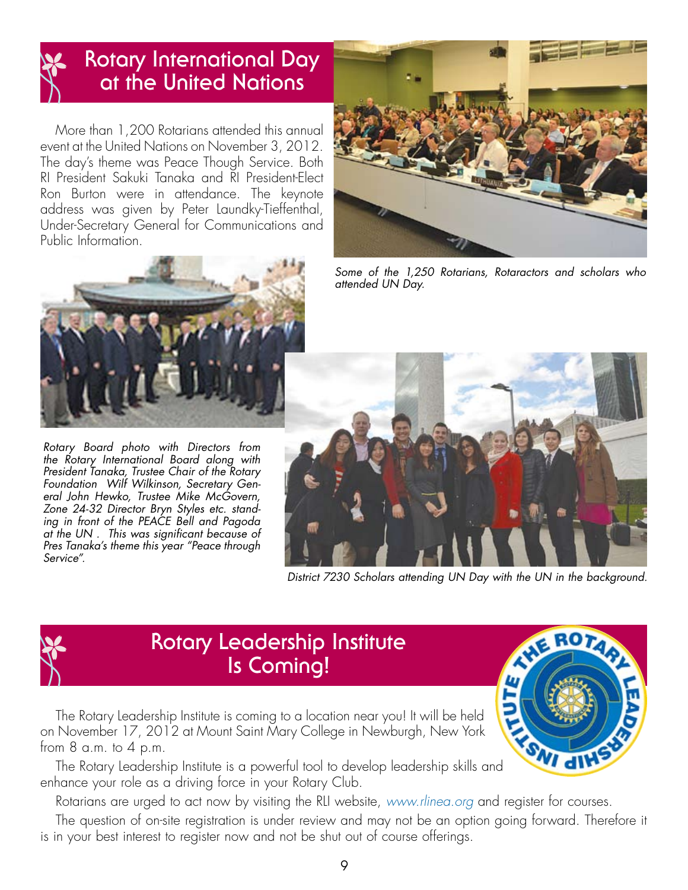# Rotary International Day at the United Nations

More than 1,200 Rotarians attended this annual event at the United Nations on November 3, 2012. The day's theme was Peace Though Service. Both RI President Sakuki Tanaka and RI President-Elect Ron Burton were in attendance. The keynote address was given by Peter Laundky-Tieffenthal, Under-Secretary General for Communications and Public Information.

*Some of the 1,250 Rotarians, Rotaractors and scholars who attended UN Day.*

*Rotary Board photo with Directors from the Rotary International Board along with President Tanaka, Trustee Chair of the Rotary Foundation Wilf Wilkinson, Secretary General John Hewko, Trustee Mike McGovern, Zone 24-32 Director Bryn Styles etc. standing in front of the PEACE Bell and Pagoda at the UN . This was significant because of Pres Tanaka's theme this year "Peace through Service".*

*District 7230 Scholars attending UN Day with the UN in the background.*

# Rotary Leadership Institute Is Coming!

The Rotary Leadership Institute is coming to a location near you! It will be held on November 17, 2012 at Mount Saint Mary College in Newburgh, New York from 8 a.m. to 4 p.m.

The Rotary Leadership Institute is a powerful tool to develop leadership skills and enhance your role as a driving force in your Rotary Club.

Rotarians are urged to act now by visiting the RLI website, *www.rlinea.org* and register for courses.

The question of on-site registration is under review and may not be an option going forward. Therefore it is in your best interest to register now and not be shut out of course offerings.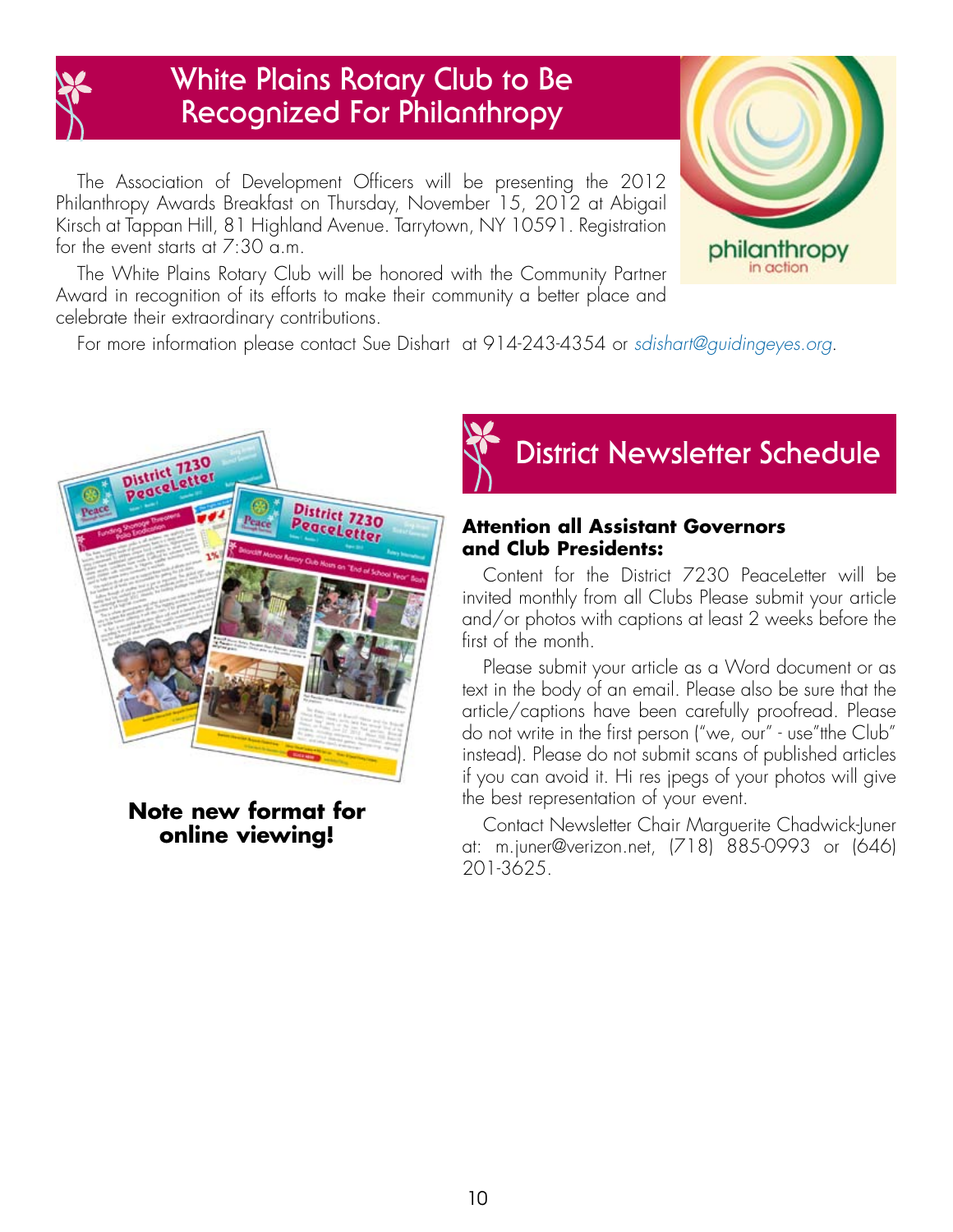# White Plains Rotary Club to Be Recognized For Philanthropy

The Association of Development Officers will be presenting the 2012 Philanthropy Awards Breakfast on Thursday, November 15, 2012 at Abigail Kirsch at Tappan Hill, 81 Highland Avenue. Tarrytown, NY 10591. Registration for the event starts at 7:30 a.m.

The White Plains Rotary Club will be honored with the Community Partner Award in recognition of its efforts to make their community a better place and celebrate their extraordinary contributions.

philanthropy
in action

For more information please contact Sue Dishart at 914-243-4354 or *sdishart@guidingeyes.org*.

**Note new format for online viewing!**

# District Newsletter Schedule

**Attention all Assistant Governors and Club Presidents:**

Content for the District 7230 PeaceLetter will be invited monthly from all Clubs Please submit your article and/or photos with captions at least 2 weeks before the first of the month.

Please submit your article as a Word document or as text in the body of an email. Please also be sure that the article/captions have been carefully proofread. Please do not write in the first person ("we, our" - use"tthe Club" instead). Please do not submit scans of published articles if you can avoid it. Hi res jpegs of your photos will give the best representation of your event.

Contact Newsletter Chair Marguerite Chadwick-Juner at: m.juner@verizon.net, (718) 885-0993 or (646) 201-3625.